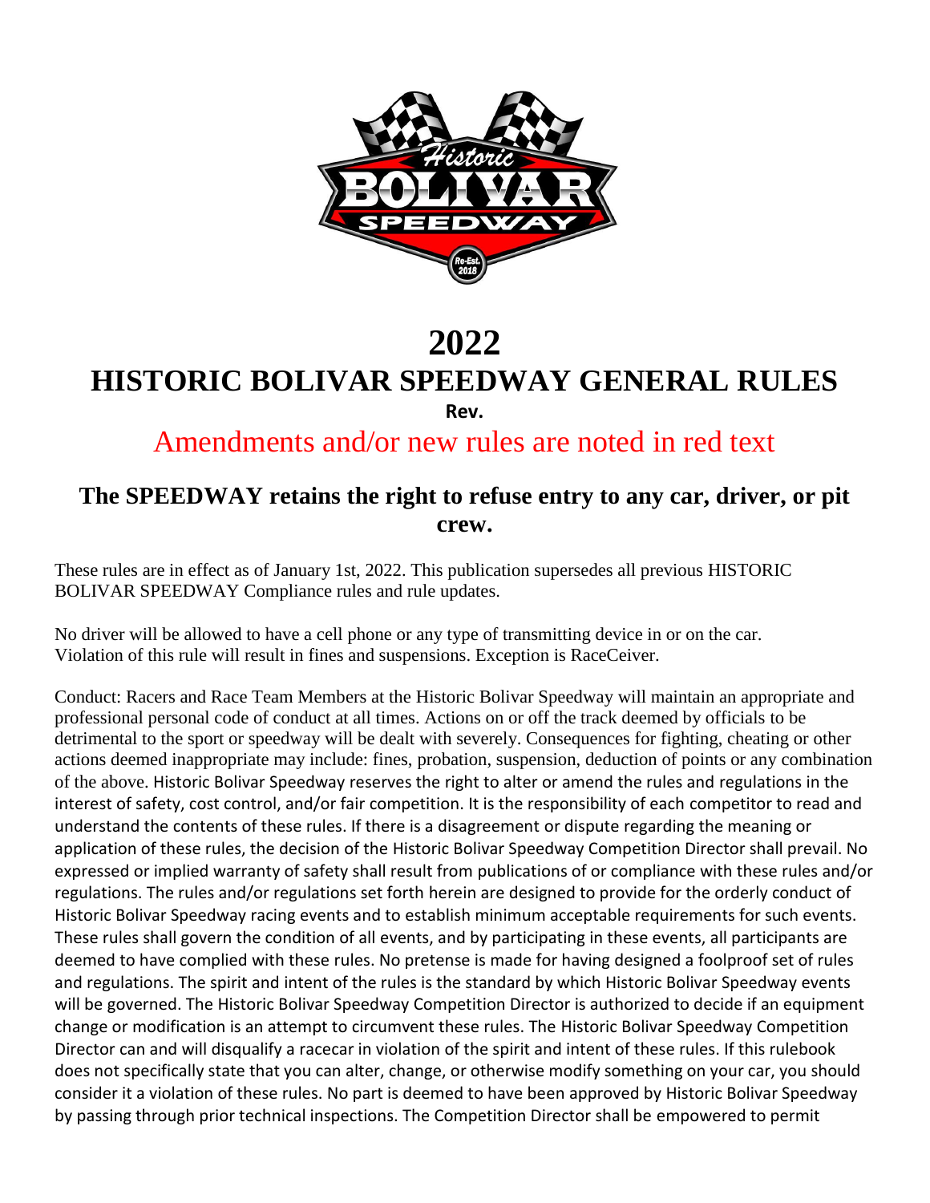# 2022

# HISTORIC BOLIVAR SPEEDWAY GENERAL RULES

**Rev.**

Amendments and/or new rules are noted in red text

## The SPEEDWAY retains the right to refuse entry to any car, driver, or pit crew.

These rules are in effect as of January 1st, 2022. This publication supersedes all previous HISTORIC BOLIVAR SPEEDWAY Compliance rules and rule updates.

No driver will be allowed to have a cell phone or any type of transmitting device in or on the car. Violation of this rule will result in fines and suspensions. Exception is RaceCeiver.

Conduct: Racers and Race Team Members at the Historic Bolivar Speedway will maintain an appropriate and professional personal code of conduct at all times. Actions on or off the track deemed by officials to be detrimental to the sport or speedway will be dealt with severely. Consequences for fighting, cheating or other actions deemed inappropriate may include: fines, probation, suspension, deduction of points or any combination of the above. Historic Bolivar Speedway reserves the right to alter or amend the rules and regulations in the interest of safety, cost control, and/or fair competition. It is the responsibility of each competitor to read and understand the contents of these rules. If there is a disagreement or dispute regarding the meaning or application of these rules, the decision of the Historic Bolivar Speedway Competition Director shall prevail. No expressed or implied warranty of safety shall result from publications of or compliance with these rules and/or regulations. The rules and/or regulations set forth herein are designed to provide for the orderly conduct of Historic Bolivar Speedway racing events and to establish minimum acceptable requirements for such events. These rules shall govern the condition of all events, and by participating in these events, all participants are deemed to have complied with these rules. No pretense is made for having designed a foolproof set of rules and regulations. The spirit and intent of the rules is the standard by which Historic Bolivar Speedway events will be governed. The Historic Bolivar Speedway Competition Director is authorized to decide if an equipment change or modification is an attempt to circumvent these rules. The Historic Bolivar Speedway Competition Director can and will disqualify a racecar in violation of the spirit and intent of these rules. If this rulebook does not specifically state that you can alter, change, or otherwise modify something on your car, you should consider it a violation of these rules. No part is deemed to have been approved by Historic Bolivar Speedway by passing through prior technical inspections. The Competition Director shall be empowered to permit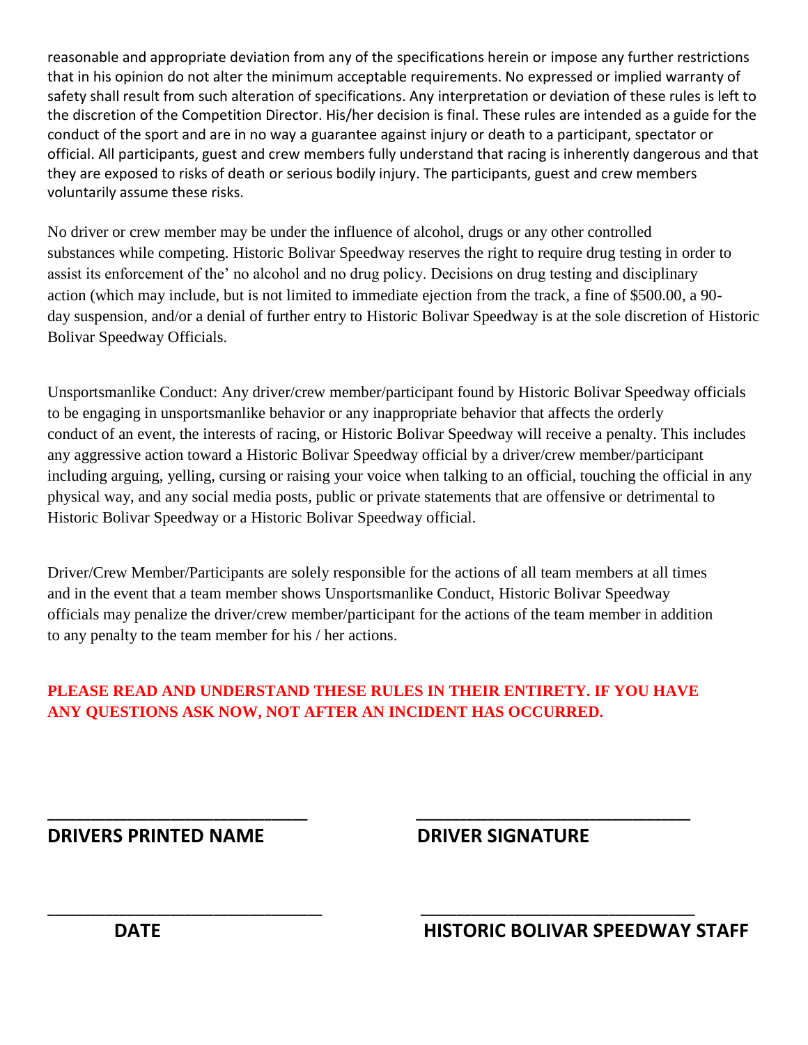reasonable and appropriate deviation from any of the specifications herein or impose any further restrictions that in his opinion do not alter the minimum acceptable requirements. No expressed or implied warranty of safety shall result from such alteration of specifications. Any interpretation or deviation of these rules is left to the discretion of the Competition Director. His/her decision is final. These rules are intended as a guide for the conduct of the sport and are in no way a guarantee against injury or death to a participant, spectator or official. All participants, guest and crew members fully understand that racing is inherently dangerous and that they are exposed to risks of death or serious bodily injury. The participants, guest and crew members voluntarily assume these risks.

No driver or crew member may be under the influence of alcohol, drugs or any other controlled substances while competing. Historic Bolivar Speedway reserves the right to require drug testing in order to assist its enforcement of the' no alcohol and no drug policy. Decisions on drug testing and disciplinary action (which may include, but is not limited to immediate ejection from the track, a fine of $500.00, a 90-day suspension, and/or a denial of further entry to Historic Bolivar Speedway is at the sole discretion of Historic Bolivar Speedway Officials.

Unsportsmanlike Conduct: Any driver/crew member/participant found by Historic Bolivar Speedway officials to be engaging in unsportsmanlike behavior or any inappropriate behavior that affects the orderly conduct of an event, the interests of racing, or Historic Bolivar Speedway will receive a penalty. This includes any aggressive action toward a Historic Bolivar Speedway official by a driver/crew member/participant including arguing, yelling, cursing or raising your voice when talking to an official, touching the official in any physical way, and any social media posts, public or private statements that are offensive or detrimental to Historic Bolivar Speedway or a Historic Bolivar Speedway official.

Driver/Crew Member/Participants are solely responsible for the actions of all team members at all times and in the event that a team member shows Unsportsmanlike Conduct, Historic Bolivar Speedway officials may penalize the driver/crew member/participant for the actions of the team member in addition to any penalty to the team member for his / her actions.

**PLEASE READ AND UNDERSTAND THESE RULES IN THEIR ENTIRETY. IF YOU HAVE ANY QUESTIONS ASK NOW, NOT AFTER AN INCIDENT HAS OCCURRED.**

\_\_\_\_\_\_\_\_\_\_\_\_\_\_\_\_\_\_\_\_\_\_\_\_\_\_\_\_\_\_ &nbsp;&nbsp;&nbsp;&nbsp; \_\_\_\_\_\_\_\_\_\_\_\_\_\_\_\_\_\_\_\_\_\_\_\_\_\_\_\_\_\_

**DRIVERS PRINTED NAME** &nbsp;&nbsp;&nbsp;&nbsp; **DRIVER SIGNATURE**

\_\_\_\_\_\_\_\_\_\_\_\_\_\_\_\_\_\_\_\_\_\_\_\_\_\_\_\_\_\_ &nbsp;&nbsp;&nbsp;&nbsp; \_\_\_\_\_\_\_\_\_\_\_\_\_\_\_\_\_\_\_\_\_\_\_\_\_\_\_\_\_\_

**DATE** &nbsp;&nbsp;&nbsp;&nbsp; **HISTORIC BOLIVAR SPEEDWAY STAFF**